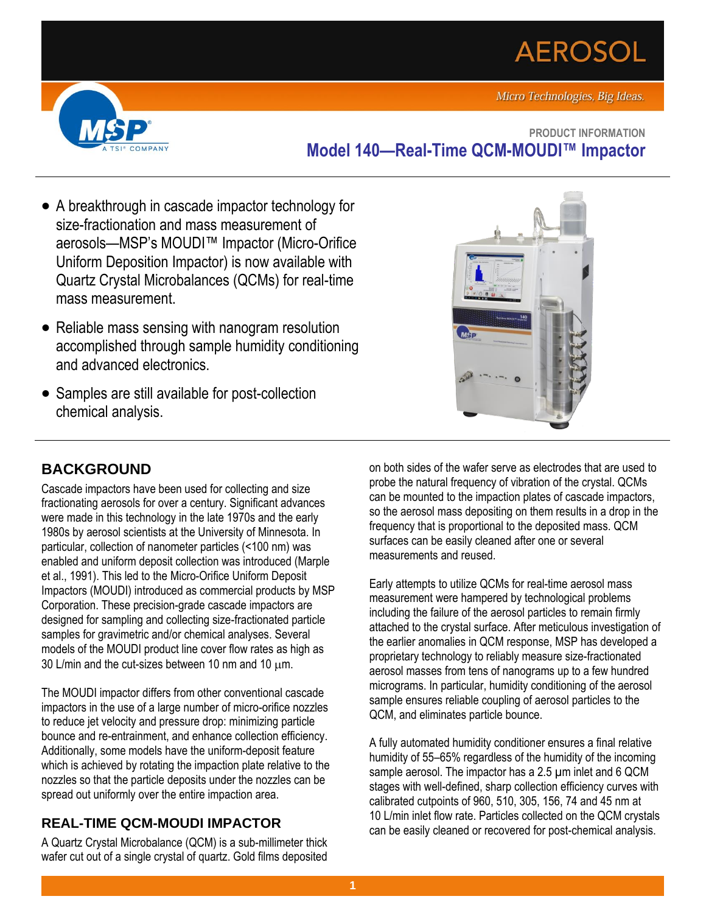AEROSOL

*Micro Technologies, Big Ideas.*

MSP® A TSI® COMPANY

PRODUCT INFORMATION

# Model 140—Real-Time QCM-MOUDI™ Impactor

- A breakthrough in cascade impactor technology for size-fractionation and mass measurement of aerosols—MSP's MOUDI™ Impactor (Micro-Orifice Uniform Deposition Impactor) is now available with Quartz Crystal Microbalances (QCMs) for real-time mass measurement.
- Reliable mass sensing with nanogram resolution accomplished through sample humidity conditioning and advanced electronics.
- Samples are still available for post-collection chemical analysis.

## BACKGROUND

Cascade impactors have been used for collecting and size fractionating aerosols for over a century. Significant advances were made in this technology in the late 1970s and the early 1980s by aerosol scientists at the University of Minnesota. In particular, collection of nanometer particles (<100 nm) was enabled and uniform deposit collection was introduced (Marple et al., 1991). This led to the Micro-Orifice Uniform Deposit Impactors (MOUDI) introduced as commercial products by MSP Corporation. These precision-grade cascade impactors are designed for sampling and collecting size-fractionated particle samples for gravimetric and/or chemical analyses. Several models of the MOUDI product line cover flow rates as high as 30 L/min and the cut-sizes between 10 nm and 10 µm.

The MOUDI impactor differs from other conventional cascade impactors in the use of a large number of micro-orifice nozzles to reduce jet velocity and pressure drop: minimizing particle bounce and re-entrainment, and enhance collection efficiency. Additionally, some models have the uniform-deposit feature which is achieved by rotating the impaction plate relative to the nozzles so that the particle deposits under the nozzles can be spread out uniformly over the entire impaction area.

## REAL-TIME QCM-MOUDI IMPACTOR

A Quartz Crystal Microbalance (QCM) is a sub-millimeter thick wafer cut out of a single crystal of quartz. Gold films deposited on both sides of the wafer serve as electrodes that are used to probe the natural frequency of vibration of the crystal. QCMs can be mounted to the impaction plates of cascade impactors, so the aerosol mass depositing on them results in a drop in the frequency that is proportional to the deposited mass. QCM surfaces can be easily cleaned after one or several measurements and reused.

Early attempts to utilize QCMs for real-time aerosol mass measurement were hampered by technological problems including the failure of the aerosol particles to remain firmly attached to the crystal surface. After meticulous investigation of the earlier anomalies in QCM response, MSP has developed a proprietary technology to reliably measure size-fractionated aerosol masses from tens of nanograms up to a few hundred micrograms. In particular, humidity conditioning of the aerosol sample ensures reliable coupling of aerosol particles to the QCM, and eliminates particle bounce.

A fully automated humidity conditioner ensures a final relative humidity of 55–65% regardless of the humidity of the incoming sample aerosol. The impactor has a 2.5 µm inlet and 6 QCM stages with well-defined, sharp collection efficiency curves with calibrated cutpoints of 960, 510, 305, 156, 74 and 45 nm at 10 L/min inlet flow rate. Particles collected on the QCM crystals can be easily cleaned or recovered for post-chemical analysis.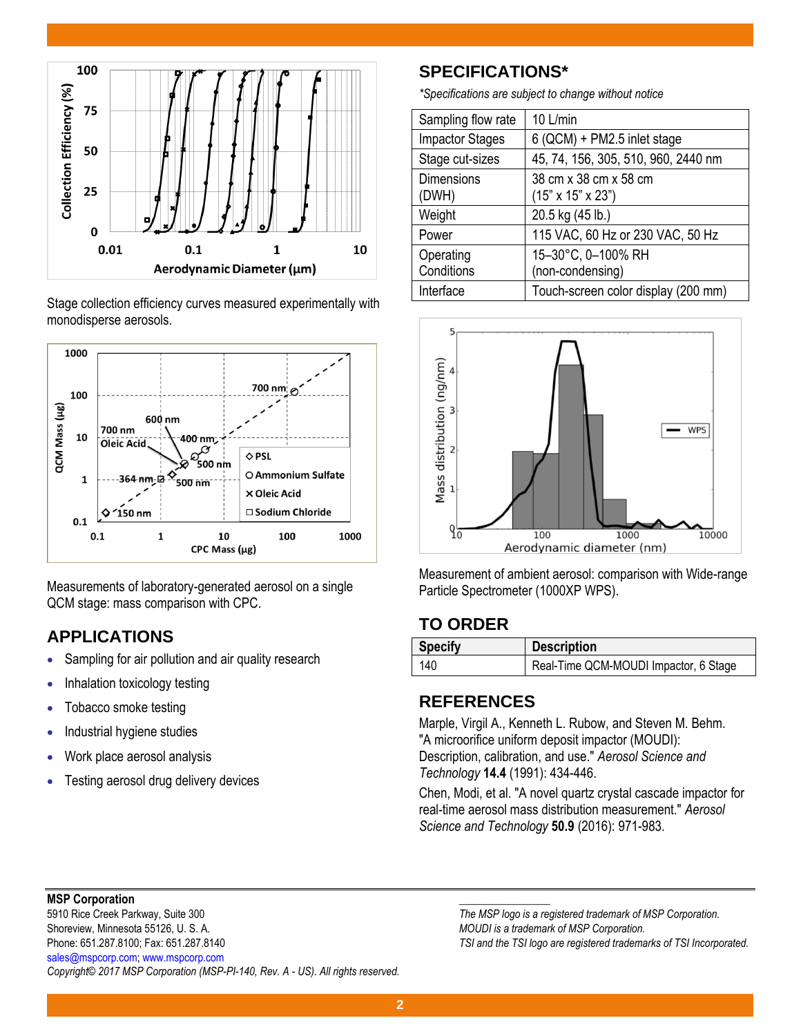100
75
50
25
0
Collection Efficiency (%)
0.01
0.1
1
10
Aerodynamic Diameter (µm)

Stage collection efficiency curves measured experimentally with monodisperse aerosols.

1000
100
10
1
0.1
QCM Mass (µg)
0.1
1
10
100
1000
CPC Mass (µg)
700 nm
600 nm
700 nm Oleic Acid
400 nm
500 nm
364 nm
500 nm
150 nm
◇ PSL
○ Ammonium Sulfate
× Oleic Acid
□ Sodium Chloride

Measurements of laboratory-generated aerosol on a single QCM stage: mass comparison with CPC.

## APPLICATIONS

- Sampling for air pollution and air quality research
- Inhalation toxicology testing
- Tobacco smoke testing
- Industrial hygiene studies
- Work place aerosol analysis
- Testing aerosol drug delivery devices

## SPECIFICATIONS*

*\*Specifications are subject to change without notice*

| | |
|---|---|
| Sampling flow rate | 10 L/min |
| Impactor Stages | 6 (QCM) + PM2.5 inlet stage |
| Stage cut-sizes | 45, 74, 156, 305, 510, 960, 2440 nm |
| Dimensions (DWH) | 38 cm x 38 cm x 58 cm (15" x 15" x 23") |
| Weight | 20.5 kg (45 lb.) |
| Power | 115 VAC, 60 Hz or 230 VAC, 50 Hz |
| Operating Conditions | 15–30°C, 0–100% RH (non-condensing) |
| Interface | Touch-screen color display (200 mm) |

5
4
3
2
1
0
Mass distribution (ng/nm)
10
100
1000
10000
Aerodynamic diameter (nm)
WPS

Measurement of ambient aerosol: comparison with Wide-range Particle Spectrometer (1000XP WPS).

## TO ORDER

| Specify | Description |
|---|---|
| 140 | Real-Time QCM-MOUDI Impactor, 6 Stage |

## REFERENCES

Marple, Virgil A., Kenneth L. Rubow, and Steven M. Behm. "A microorifice uniform deposit impactor (MOUDI): Description, calibration, and use." *Aerosol Science and Technology* **14.4** (1991): 434-446.

Chen, Modi, et al. "A novel quartz crystal cascade impactor for real-time aerosol mass distribution measurement." *Aerosol Science and Technology* **50.9** (2016): 971-983.

**MSP Corporation**
5910 Rice Creek Parkway, Suite 300
Shoreview, Minnesota 55126, U. S. A.
Phone: 651.287.8100; Fax: 651.287.8140
sales@mspcorp.com; www.mspcorp.com
*Copyright© 2017 MSP Corporation (MSP-PI-140, Rev. A - US). All rights reserved.*

*The MSP logo is a registered trademark of MSP Corporation.*
*MOUDI is a trademark of MSP Corporation.*
*TSI and the TSI logo are registered trademarks of TSI Incorporated.*